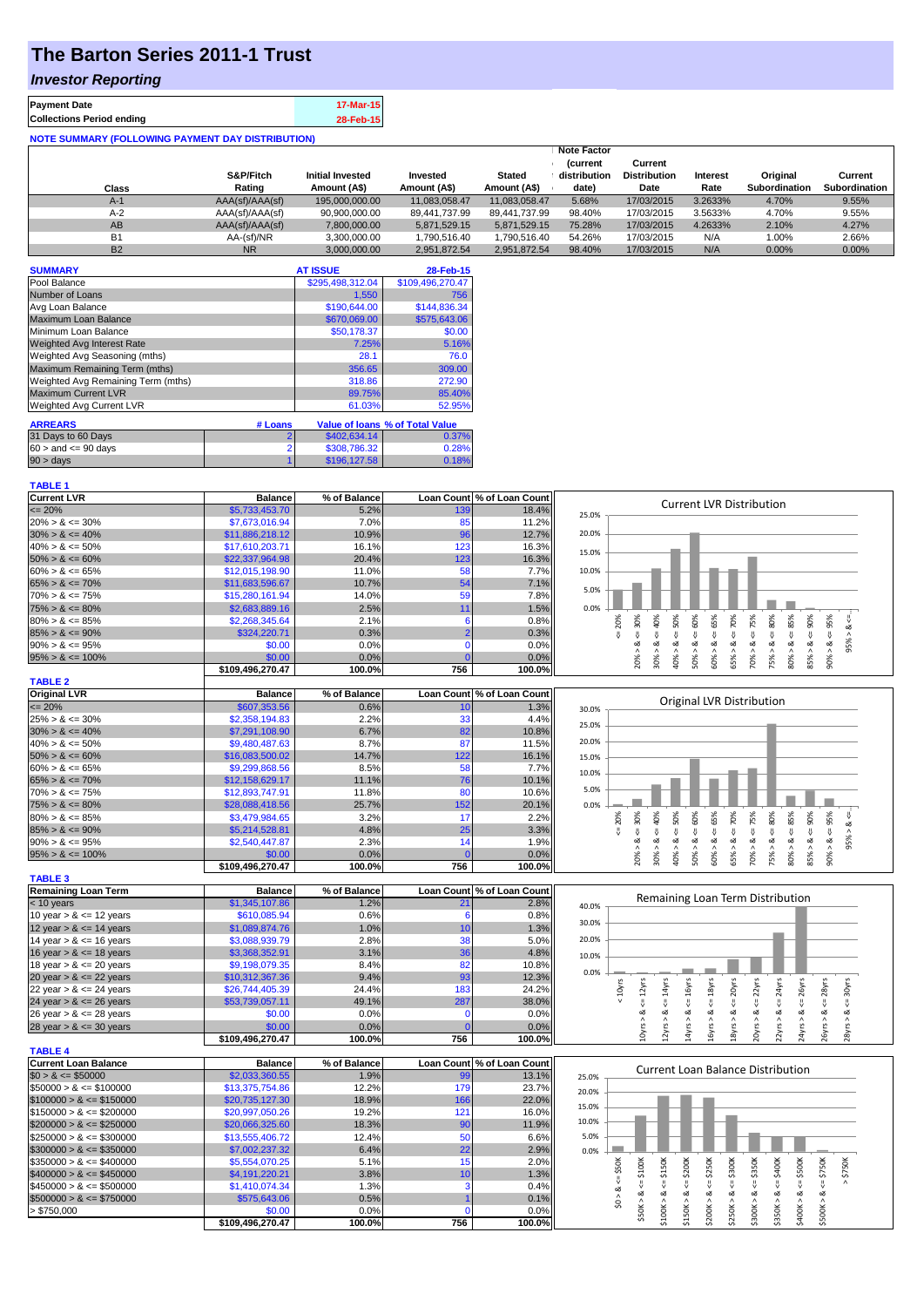# The Barton Series 2011-1 Trust

## *Investor Reporting*

| **Payment Date** | 17-Mar-15 |
|---|---|
| **Collections Period ending** | 28-Feb-15 |

**NOTE SUMMARY (FOLLOWING PAYMENT DAY DISTRIBUTION)**

| Class | S&P/Fitch Rating | Initial Invested Amount (A$) | Invested Amount (A$) | Stated Amount (A$) | Note Factor (current distribution date) | Current Distribution Date | Interest Rate | Original Subordination | Current Subordination |
|---|---|---|---|---|---|---|---|---|---|
| A-1 | AAA(sf)/AAA(sf) | 195,000,000.00 | 11,083,058.47 | 11,083,058.47 | 5.68% | 17/03/2015 | 3.2633% | 4.70% | 9.55% |
| A-2 | AAA(sf)/AAA(sf) | 90,900,000.00 | 89,441,737.99 | 89,441,737.99 | 98.40% | 17/03/2015 | 3.5633% | 4.70% | 9.55% |
| AB | AAA(sf)/AAA(sf) | 7,800,000.00 | 5,871,529.15 | 5,871,529.15 | 75.28% | 17/03/2015 | 4.2633% | 2.10% | 4.27% |
| B1 | AA-(sf)/NR | 3,300,000.00 | 1,790,516.40 | 1,790,516.40 | 54.26% | 17/03/2015 | N/A | 1.00% | 2.66% |
| B2 | NR | 3,000,000.00 | 2,951,872.54 | 2,951,872.54 | 98.40% | 17/03/2015 | N/A | 0.00% | 0.00% |

| **SUMMARY** | **AT ISSUE** | **28-Feb-15** |
|---|---|---|
| Pool Balance | $295,498,312.04 | $109,496,270.47 |
| Number of Loans | 1,550 | 756 |
| Avg Loan Balance | $190,644.00 | $144,836.34 |
| Maximum Loan Balance | $670,069.00 | $575,643.06 |
| Minimum Loan Balance | $50,178.37 | $0.00 |
| Weighted Avg Interest Rate | 7.25% | 5.16% |
| Weighted Avg Seasoning (mths) | 28.1 | 76.0 |
| Maximum Remaining Term (mths) | 356.65 | 309.00 |
| Weighted Avg Remaining Term (mths) | 318.86 | 272.90 |
| Maximum Current LVR | 89.75% | 85.40% |
| Weighted Avg Current LVR | 61.03% | 52.95% |

| **ARREARS** | **# Loans** | **Value of loans** | **% of Total Value** |
|---|---|---|---|
| 31 Days to 60 Days | 2 | $402,634.14 | 0.37% |
| $60 >$ and $<= 90$ days | 2 | $308,786.32 | 0.28% |
| $90 >$ days | 1 | $196,127.58 | 0.18% |

**TABLE 1**

| Current LVR | Balance | % of Balance | Loan Count | % of Loan Count |
|---|---|---|---|---|
| <= 20% | $5,733,453.70 | 5.2% | 139 | 18.4% |
| 20% > & <= 30% | $7,673,016.94 | 7.0% | 85 | 11.2% |
| 30% > & <= 40% | $11,886,218.12 | 10.9% | 96 | 12.7% |
| 40% > & <= 50% | $17,610,203.71 | 16.1% | 123 | 16.3% |
| 50% > & <= 60% | $22,337,964.98 | 20.4% | 123 | 16.3% |
| 60% > & <= 65% | $12,015,198.90 | 11.0% | 58 | 7.7% |
| 65% > & <= 70% | $11,683,596.67 | 10.7% | 54 | 7.1% |
| 70% > & <= 75% | $15,280,161.94 | 14.0% | 59 | 7.8% |
| 75% > & <= 80% | $2,683,889.16 | 2.5% | 11 | 1.5% |
| 80% > & <= 85% | $2,268,345.64 | 2.1% | 6 | 0.8% |
| 85% > & <= 90% | $324,220.71 | 0.3% | 2 | 0.3% |
| 90% > & <= 95% | $0.00 | 0.0% | 0 | 0.0% |
| 95% > & <= 100% | $0.00 | 0.0% | 0 | 0.0% |
| | $109,496,270.47 | 100.0% | 756 | 100.0% |

**TABLE 2**

| Original LVR | Balance | % of Balance | Loan Count | % of Loan Count |
|---|---|---|---|---|
| <= 20% | $607,353.56 | 0.6% | 10 | 1.3% |
| 25% > & <= 30% | $2,358,194.83 | 2.2% | 33 | 4.4% |
| 30% > & <= 40% | $7,291,108.90 | 6.7% | 82 | 10.8% |
| 40% > & <= 50% | $9,480,487.63 | 8.7% | 87 | 11.5% |
| 50% > & <= 60% | $16,083,500.02 | 14.7% | 122 | 16.1% |
| 60% > & <= 65% | $9,299,868.56 | 8.5% | 58 | 7.7% |
| 65% > & <= 70% | $12,158,629.17 | 11.1% | 76 | 10.1% |
| 70% > & <= 75% | $12,893,747.91 | 11.8% | 80 | 10.6% |
| 75% > & <= 80% | $28,088,418.56 | 25.7% | 152 | 20.1% |
| 80% > & <= 85% | $3,479,984.65 | 3.2% | 17 | 2.2% |
| 85% > & <= 90% | $5,214,528.81 | 4.8% | 25 | 3.3% |
| 90% > & <= 95% | $2,540,447.87 | 2.3% | 14 | 1.9% |
| 95% > & <= 100% | $0.00 | 0.0% | 0 | 0.0% |
| | $109,496,270.47 | 100.0% | 756 | 100.0% |

**TABLE 3**

| Remaining Loan Term | Balance | % of Balance | Loan Count | % of Loan Count |
|---|---|---|---|---|
| < 10 years | $1,345,107.86 | 1.2% | 21 | 2.8% |
| 10 year > & <= 12 years | $610,085.94 | 0.6% | 6 | 0.8% |
| 12 year > & <= 14 years | $1,089,874.76 | 1.0% | 10 | 1.3% |
| 14 year > & <= 16 years | $3,088,939.79 | 2.8% | 38 | 5.0% |
| 16 year > & <= 18 years | $3,368,352.91 | 3.1% | 36 | 4.8% |
| 18 year > & <= 20 years | $9,198,079.35 | 8.4% | 82 | 10.8% |
| 20 year > & <= 22 years | $10,312,367.36 | 9.4% | 93 | 12.3% |
| 22 year > & <= 24 years | $26,744,405.39 | 24.4% | 183 | 24.2% |
| 24 year > & <= 26 years | $53,739,057.11 | 49.1% | 287 | 38.0% |
| 26 year > & <= 28 years | $0.00 | 0.0% | 0 | 0.0% |
| 28 year > & <= 30 years | $0.00 | 0.0% | 0 | 0.0% |
| | $109,496,270.47 | 100.0% | 756 | 100.0% |

**TABLE 4**

| Current Loan Balance | Balance | % of Balance | Loan Count | % of Loan Count |
|---|---|---|---|---|
| $0 > & <= $50000 | $2,033,360.55 | 1.9% | 99 | 13.1% |
| $50000 > & <= $100000 | $13,375,754.86 | 12.2% | 179 | 23.7% |
| $100000 > & <= $150000 | $20,735,127.30 | 18.9% | 166 | 22.0% |
| $150000 > & <= $200000 | $20,997,050.26 | 19.2% | 121 | 16.0% |
| $200000 > & <= $250000 | $20,066,325.60 | 18.3% | 90 | 11.9% |
| $250000 > & <= $300000 | $13,555,406.72 | 12.4% | 50 | 6.6% |
| $300000 > & <= $350000 | $7,002,237.32 | 6.4% | 22 | 2.9% |
| $350000 > & <= $400000 | $5,554,070.25 | 5.1% | 15 | 2.0% |
| $400000 > & <= $450000 | $4,191,220.21 | 3.8% | 10 | 1.3% |
| $450000 > & <= $500000 | $1,410,074.34 | 1.3% | 3 | 0.4% |
| $500000 > & <= $750000 | $575,643.06 | 0.5% | 1 | 0.1% |
| > $750,000 | $0.00 | 0.0% | 0 | 0.0% |
| | $109,496,270.47 | 100.0% | 756 | 100.0% |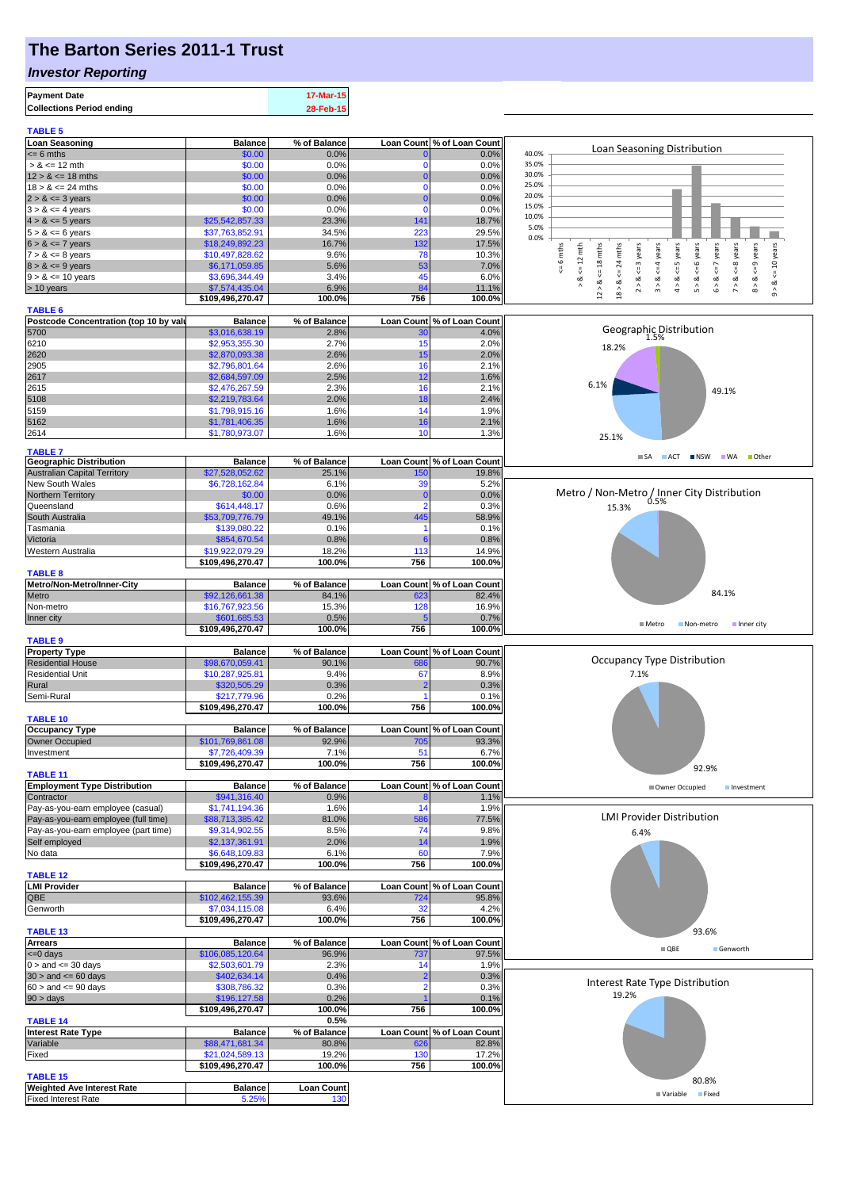# The Barton Series 2011-1 Trust

## *Investor Reporting*

| | |
|---|---|
| **Payment Date** | **17-Mar-15** |
| **Collections Period ending** | **28-Feb-15** |

**TABLE 5**

| Loan Seasoning | Balance | % of Balance | Loan Count | % of Loan Count |
|---|---|---|---|---|
| <= 6 mths | $0.00 | 0.0% | 0 | 0.0% |
| > & <= 12 mth | $0.00 | 0.0% | 0 | 0.0% |
| 12 > & <= 18 mths | $0.00 | 0.0% | 0 | 0.0% |
| 18 > & <= 24 mths | $0.00 | 0.0% | 0 | 0.0% |
| 2 > & <= 3 years | $0.00 | 0.0% | 0 | 0.0% |
| 3 > & <= 4 years | $0.00 | 0.0% | 0 | 0.0% |
| 4 > & <= 5 years | $25,542,857.33 | 23.3% | 141 | 18.7% |
| 5 > & <= 6 years | $37,763,852.91 | 34.5% | 223 | 29.5% |
| 6 > & <= 7 years | $18,249,892.23 | 16.7% | 132 | 17.5% |
| 7 > & <= 8 years | $10,497,828.62 | 9.6% | 78 | 10.3% |
| 8 > & <= 9 years | $6,171,059.85 | 5.6% | 53 | 7.0% |
| 9 > & <= 10 years | $3,696,344.49 | 3.4% | 45 | 6.0% |
| > 10 years | $7,574,435.04 | 6.9% | 84 | 11.1% |
| | $109,496,270.47 | 100.0% | 756 | 100.0% |

Loan Seasoning Distribution
40.0%
35.0%
30.0%
25.0%
20.0%
15.0%
10.0%
5.0%
0.0%
<= 6 mths
> & <= 12 mth
12 > & <= 18 mths
18 > & <= 24 mths
2 > & <= 3 years
3 > & <= 4 years
4 > & <= 5 years
5 > & <= 6 years
6 > & <= 7 years
7 > & <= 8 years
8 > & <= 9 years
9 > & <= 10 years

**TABLE 6**

| Postcode Concentration (top 10 by value) | Balance | % of Balance | Loan Count | % of Loan Count |
|---|---|---|---|---|
| 5700 | $3,016,638.19 | 2.8% | 30 | 4.0% |
| 6210 | $2,953,355.30 | 2.7% | 15 | 2.0% |
| 2620 | $2,870,093.38 | 2.6% | 15 | 2.0% |
| 2905 | $2,796,801.64 | 2.6% | 16 | 2.1% |
| 2617 | $2,684,597.09 | 2.5% | 12 | 1.6% |
| 2615 | $2,476,267.59 | 2.3% | 16 | 2.1% |
| 5108 | $2,219,783.64 | 2.0% | 18 | 2.4% |
| 5159 | $1,798,915.16 | 1.6% | 14 | 1.9% |
| 5162 | $1,781,406.35 | 1.6% | 16 | 2.1% |
| 2614 | $1,780,973.07 | 1.6% | 10 | 1.3% |

Geographic Distribution
1.5%
18.2%
6.1%
49.1%
25.1%
SA ACT NSW WA Other

**TABLE 7**

| Geographic Distribution | Balance | % of Balance | Loan Count | % of Loan Count |
|---|---|---|---|---|
| Australian Capital Territory | $27,528,052.62 | 25.1% | 150 | 19.8% |
| New South Wales | $6,728,162.84 | 6.1% | 39 | 5.2% |
| Northern Territory | $0.00 | 0.0% | 0 | 0.0% |
| Queensland | $614,448.17 | 0.6% | 2 | 0.3% |
| South Australia | $53,709,776.79 | 49.1% | 445 | 58.9% |
| Tasmania | $139,080.22 | 0.1% | 1 | 0.1% |
| Victoria | $854,670.54 | 0.8% | 6 | 0.8% |
| Western Australia | $19,922,079.29 | 18.2% | 113 | 14.9% |
| | $109,496,270.47 | 100.0% | 756 | 100.0% |

Metro / Non-Metro / Inner City Distribution
0.5%
15.3%
84.1%
Metro Non-metro Inner city

**TABLE 8**

| Metro/Non-Metro/Inner-City | Balance | % of Balance | Loan Count | % of Loan Count |
|---|---|---|---|---|
| Metro | $92,126,661.38 | 84.1% | 623 | 82.4% |
| Non-metro | $16,767,923.56 | 15.3% | 128 | 16.9% |
| Inner city | $601,685.53 | 0.5% | 5 | 0.7% |
| | $109,496,270.47 | 100.0% | 756 | 100.0% |

**TABLE 9**

| Property Type | Balance | % of Balance | Loan Count | % of Loan Count |
|---|---|---|---|---|
| Residential House | $98,670,059.41 | 90.1% | 686 | 90.7% |
| Residential Unit | $10,287,925.81 | 9.4% | 67 | 8.9% |
| Rural | $320,505.29 | 0.3% | 2 | 0.3% |
| Semi-Rural | $217,779.96 | 0.2% | 1 | 0.1% |
| | $109,496,270.47 | 100.0% | 756 | 100.0% |

Occupancy Type Distribution
7.1%
92.9%
Owner Occupied Investment

**TABLE 10**

| Occupancy Type | Balance | % of Balance | Loan Count | % of Loan Count |
|---|---|---|---|---|
| Owner Occupied | $101,769,861.08 | 92.9% | 705 | 93.3% |
| Investment | $7,726,409.39 | 7.1% | 51 | 6.7% |
| | $109,496,270.47 | 100.0% | 756 | 100.0% |

**TABLE 11**

| Employment Type Distribution | Balance | % of Balance | Loan Count | % of Loan Count |
|---|---|---|---|---|
| Contractor | $941,316.40 | 0.9% | 8 | 1.1% |
| Pay-as-you-earn employee (casual) | $1,741,194.36 | 1.6% | 14 | 1.9% |
| Pay-as-you-earn employee (full time) | $88,713,385.42 | 81.0% | 586 | 77.5% |
| Pay-as-you-earn employee (part time) | $9,314,902.55 | 8.5% | 74 | 9.8% |
| Self employed | $2,137,361.91 | 2.0% | 14 | 1.9% |
| No data | $6,648,109.83 | 6.1% | 60 | 7.9% |
| | $109,496,270.47 | 100.0% | 756 | 100.0% |

LMI Provider Distribution
6.4%
93.6%
QBE Genworth

**TABLE 12**

| LMI Provider | Balance | % of Balance | Loan Count | % of Loan Count |
|---|---|---|---|---|
| QBE | $102,462,155.39 | 93.6% | 724 | 95.8% |
| Genworth | $7,034,115.08 | 6.4% | 32 | 4.2% |
| | $109,496,270.47 | 100.0% | 756 | 100.0% |

**TABLE 13**

| Arrears | Balance | % of Balance | Loan Count | % of Loan Count |
|---|---|---|---|---|
| <=0 days | $106,085,120.64 | 96.9% | 737 | 97.5% |
| 0 > and <= 30 days | $2,503,601.79 | 2.3% | 14 | 1.9% |
| 30 > and <= 60 days | $402,634.14 | 0.4% | 2 | 0.3% |
| 60 > and <= 90 days | $308,786.32 | 0.3% | 2 | 0.3% |
| 90 > days | $196,127.58 | 0.2% | 1 | 0.1% |
| | $109,496,270.47 | 100.0% | 756 | 100.0% |
| | | 0.5% | | |

Interest Rate Type Distribution
19.2%
80.8%
Variable Fixed

**TABLE 14**

| Interest Rate Type | Balance | % of Balance | Loan Count | % of Loan Count |
|---|---|---|---|---|
| Variable | $88,471,681.34 | 80.8% | 626 | 82.8% |
| Fixed | $21,024,589.13 | 19.2% | 130 | 17.2% |
| | $109,496,270.47 | 100.0% | 756 | 100.0% |

**TABLE 15**

| Weighted Ave Interest Rate | Balance | Loan Count |
|---|---|---|
| Fixed Interest Rate | 5.25% | 130 |